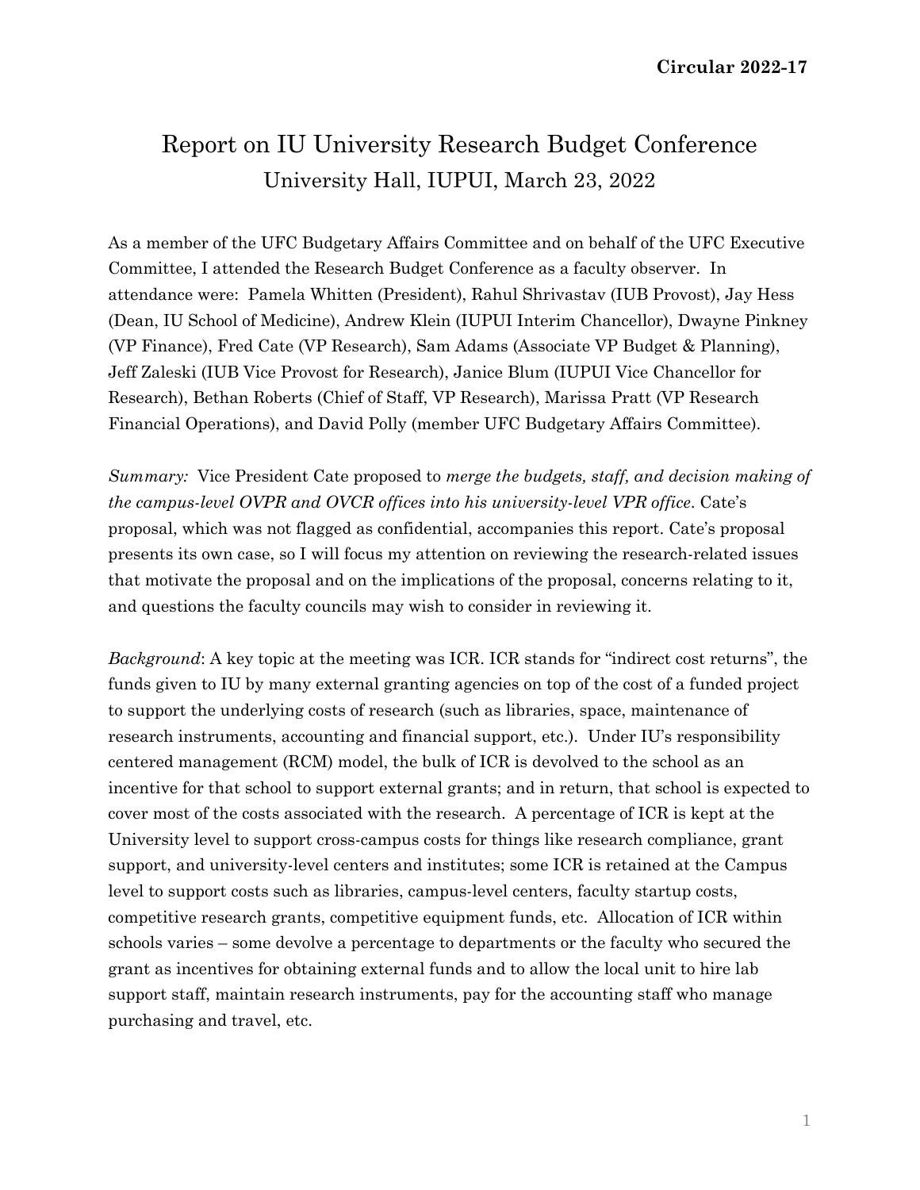**Circular 2022-17**

# Report on IU University Research Budget Conference

## University Hall, IUPUI, March 23, 2022

As a member of the UFC Budgetary Affairs Committee and on behalf of the UFC Executive Committee, I attended the Research Budget Conference as a faculty observer. In attendance were: Pamela Whitten (President), Rahul Shrivastav (IUB Provost), Jay Hess (Dean, IU School of Medicine), Andrew Klein (IUPUI Interim Chancellor), Dwayne Pinkney (VP Finance), Fred Cate (VP Research), Sam Adams (Associate VP Budget & Planning), Jeff Zaleski (IUB Vice Provost for Research), Janice Blum (IUPUI Vice Chancellor for Research), Bethan Roberts (Chief of Staff, VP Research), Marissa Pratt (VP Research Financial Operations), and David Polly (member UFC Budgetary Affairs Committee).

*Summary:* Vice President Cate proposed to *merge the budgets, staff, and decision making of the campus-level OVPR and OVCR offices into his university-level VPR office*. Cate's proposal, which was not flagged as confidential, accompanies this report. Cate's proposal presents its own case, so I will focus my attention on reviewing the research-related issues that motivate the proposal and on the implications of the proposal, concerns relating to it, and questions the faculty councils may wish to consider in reviewing it.

*Background*: A key topic at the meeting was ICR. ICR stands for "indirect cost returns", the funds given to IU by many external granting agencies on top of the cost of a funded project to support the underlying costs of research (such as libraries, space, maintenance of research instruments, accounting and financial support, etc.). Under IU's responsibility centered management (RCM) model, the bulk of ICR is devolved to the school as an incentive for that school to support external grants; and in return, that school is expected to cover most of the costs associated with the research. A percentage of ICR is kept at the University level to support cross-campus costs for things like research compliance, grant support, and university-level centers and institutes; some ICR is retained at the Campus level to support costs such as libraries, campus-level centers, faculty startup costs, competitive research grants, competitive equipment funds, etc. Allocation of ICR within schools varies – some devolve a percentage to departments or the faculty who secured the grant as incentives for obtaining external funds and to allow the local unit to hire lab support staff, maintain research instruments, pay for the accounting staff who manage purchasing and travel, etc.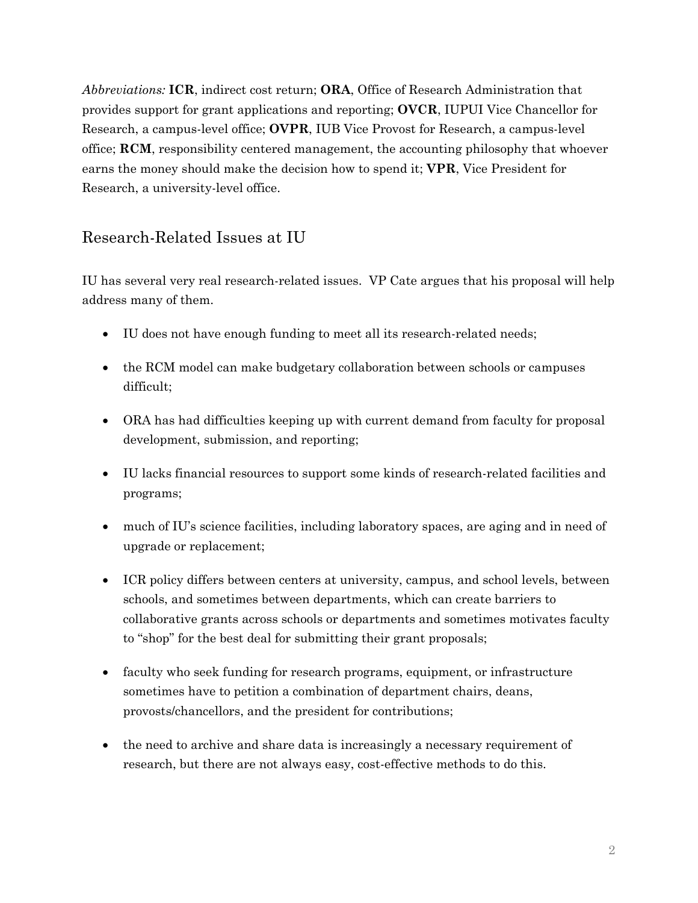*Abbreviations:* **ICR**, indirect cost return; **ORA**, Office of Research Administration that provides support for grant applications and reporting; **OVCR**, IUPUI Vice Chancellor for Research, a campus-level office; **OVPR**, IUB Vice Provost for Research, a campus-level office; **RCM**, responsibility centered management, the accounting philosophy that whoever earns the money should make the decision how to spend it; **VPR**, Vice President for Research, a university-level office.

## Research-Related Issues at IU

IU has several very real research-related issues. VP Cate argues that his proposal will help address many of them.

- IU does not have enough funding to meet all its research-related needs;
- the RCM model can make budgetary collaboration between schools or campuses difficult;
- ORA has had difficulties keeping up with current demand from faculty for proposal development, submission, and reporting;
- IU lacks financial resources to support some kinds of research-related facilities and programs;
- much of IU's science facilities, including laboratory spaces, are aging and in need of upgrade or replacement;
- ICR policy differs between centers at university, campus, and school levels, between schools, and sometimes between departments, which can create barriers to collaborative grants across schools or departments and sometimes motivates faculty to "shop" for the best deal for submitting their grant proposals;
- faculty who seek funding for research programs, equipment, or infrastructure sometimes have to petition a combination of department chairs, deans, provosts/chancellors, and the president for contributions;
- the need to archive and share data is increasingly a necessary requirement of research, but there are not always easy, cost-effective methods to do this.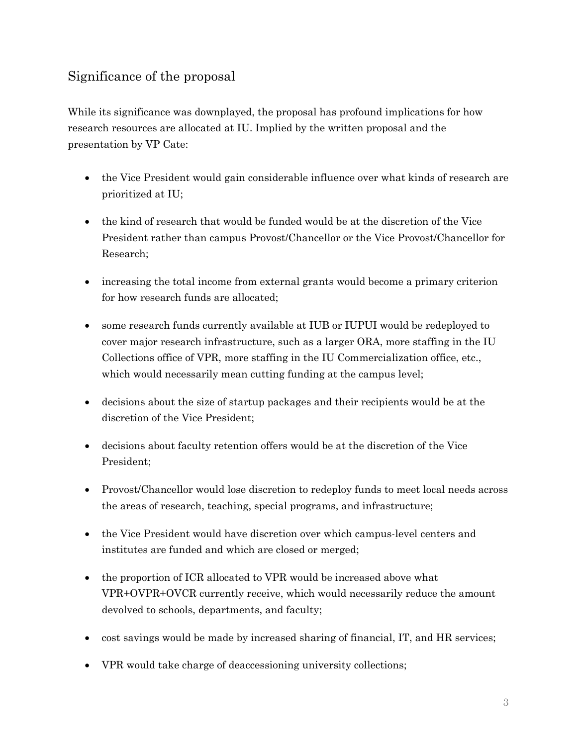## Significance of the proposal

While its significance was downplayed, the proposal has profound implications for how research resources are allocated at IU. Implied by the written proposal and the presentation by VP Cate:

- the Vice President would gain considerable influence over what kinds of research are prioritized at IU;
- the kind of research that would be funded would be at the discretion of the Vice President rather than campus Provost/Chancellor or the Vice Provost/Chancellor for Research;
- increasing the total income from external grants would become a primary criterion for how research funds are allocated;
- some research funds currently available at IUB or IUPUI would be redeployed to cover major research infrastructure, such as a larger ORA, more staffing in the IU Collections office of VPR, more staffing in the IU Commercialization office, etc., which would necessarily mean cutting funding at the campus level;
- decisions about the size of startup packages and their recipients would be at the discretion of the Vice President;
- decisions about faculty retention offers would be at the discretion of the Vice President;
- Provost/Chancellor would lose discretion to redeploy funds to meet local needs across the areas of research, teaching, special programs, and infrastructure;
- the Vice President would have discretion over which campus-level centers and institutes are funded and which are closed or merged;
- the proportion of ICR allocated to VPR would be increased above what VPR+OVPR+OVCR currently receive, which would necessarily reduce the amount devolved to schools, departments, and faculty;
- cost savings would be made by increased sharing of financial, IT, and HR services;
- VPR would take charge of deaccessioning university collections;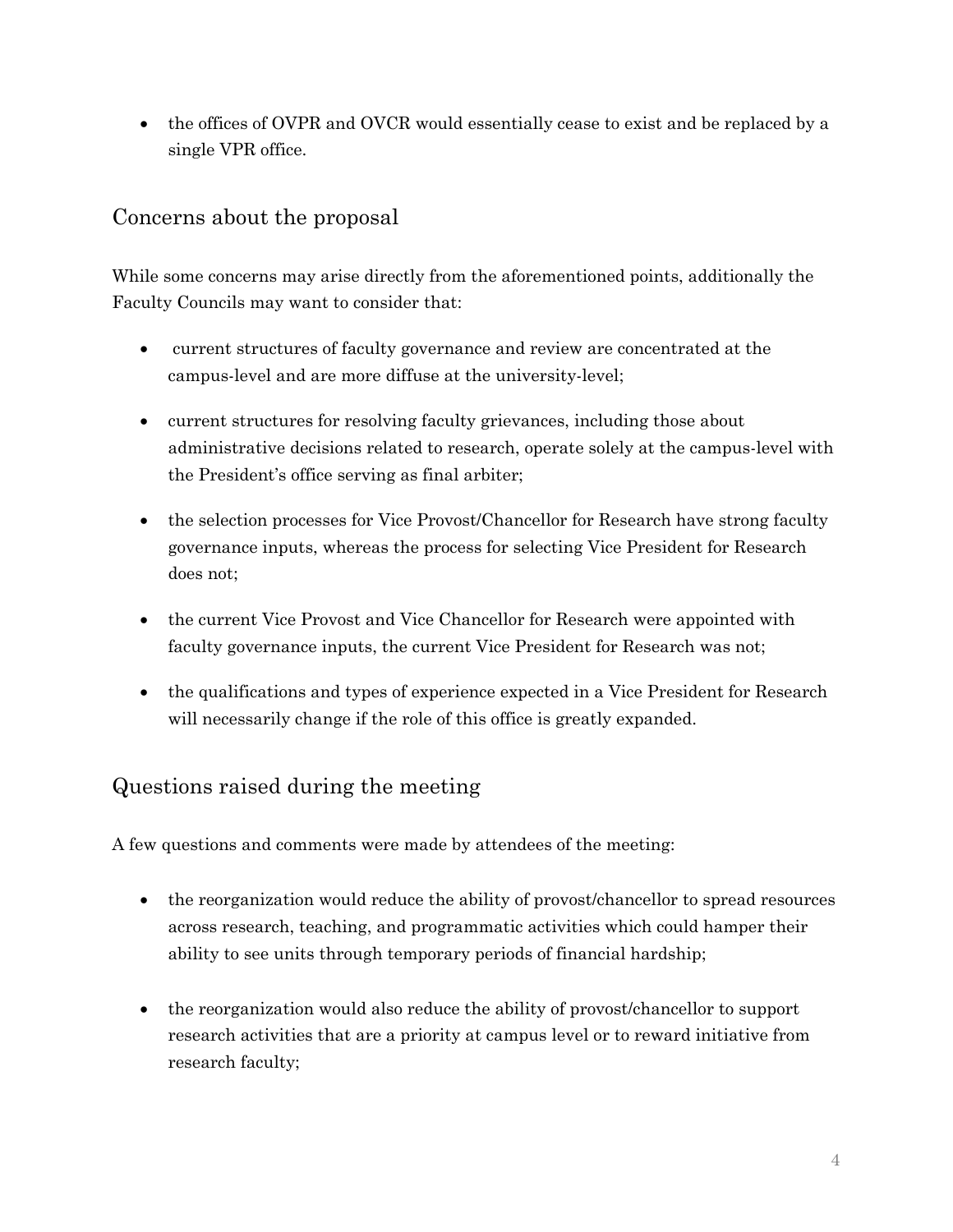- the offices of OVPR and OVCR would essentially cease to exist and be replaced by a single VPR office.

## Concerns about the proposal

While some concerns may arise directly from the aforementioned points, additionally the Faculty Councils may want to consider that:

- current structures of faculty governance and review are concentrated at the campus-level and are more diffuse at the university-level;
- current structures for resolving faculty grievances, including those about administrative decisions related to research, operate solely at the campus-level with the President's office serving as final arbiter;
- the selection processes for Vice Provost/Chancellor for Research have strong faculty governance inputs, whereas the process for selecting Vice President for Research does not;
- the current Vice Provost and Vice Chancellor for Research were appointed with faculty governance inputs, the current Vice President for Research was not;
- the qualifications and types of experience expected in a Vice President for Research will necessarily change if the role of this office is greatly expanded.

## Questions raised during the meeting

A few questions and comments were made by attendees of the meeting:

- the reorganization would reduce the ability of provost/chancellor to spread resources across research, teaching, and programmatic activities which could hamper their ability to see units through temporary periods of financial hardship;
- the reorganization would also reduce the ability of provost/chancellor to support research activities that are a priority at campus level or to reward initiative from research faculty;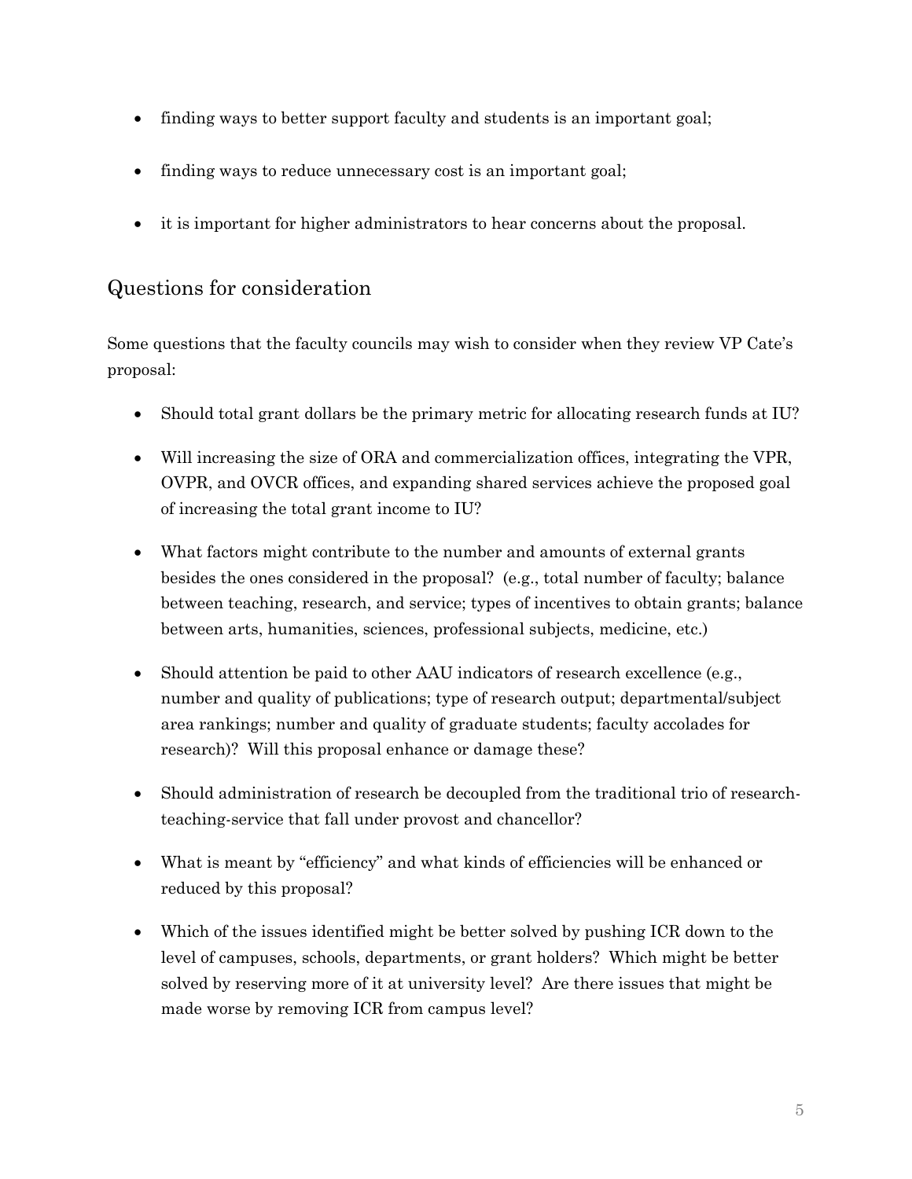- finding ways to better support faculty and students is an important goal;
- finding ways to reduce unnecessary cost is an important goal;
- it is important for higher administrators to hear concerns about the proposal.

## Questions for consideration

Some questions that the faculty councils may wish to consider when they review VP Cate's proposal:

- Should total grant dollars be the primary metric for allocating research funds at IU?
- Will increasing the size of ORA and commercialization offices, integrating the VPR, OVPR, and OVCR offices, and expanding shared services achieve the proposed goal of increasing the total grant income to IU?
- What factors might contribute to the number and amounts of external grants besides the ones considered in the proposal? (e.g., total number of faculty; balance between teaching, research, and service; types of incentives to obtain grants; balance between arts, humanities, sciences, professional subjects, medicine, etc.)
- Should attention be paid to other AAU indicators of research excellence (e.g., number and quality of publications; type of research output; departmental/subject area rankings; number and quality of graduate students; faculty accolades for research)? Will this proposal enhance or damage these?
- Should administration of research be decoupled from the traditional trio of research-teaching-service that fall under provost and chancellor?
- What is meant by "efficiency" and what kinds of efficiencies will be enhanced or reduced by this proposal?
- Which of the issues identified might be better solved by pushing ICR down to the level of campuses, schools, departments, or grant holders? Which might be better solved by reserving more of it at university level? Are there issues that might be made worse by removing ICR from campus level?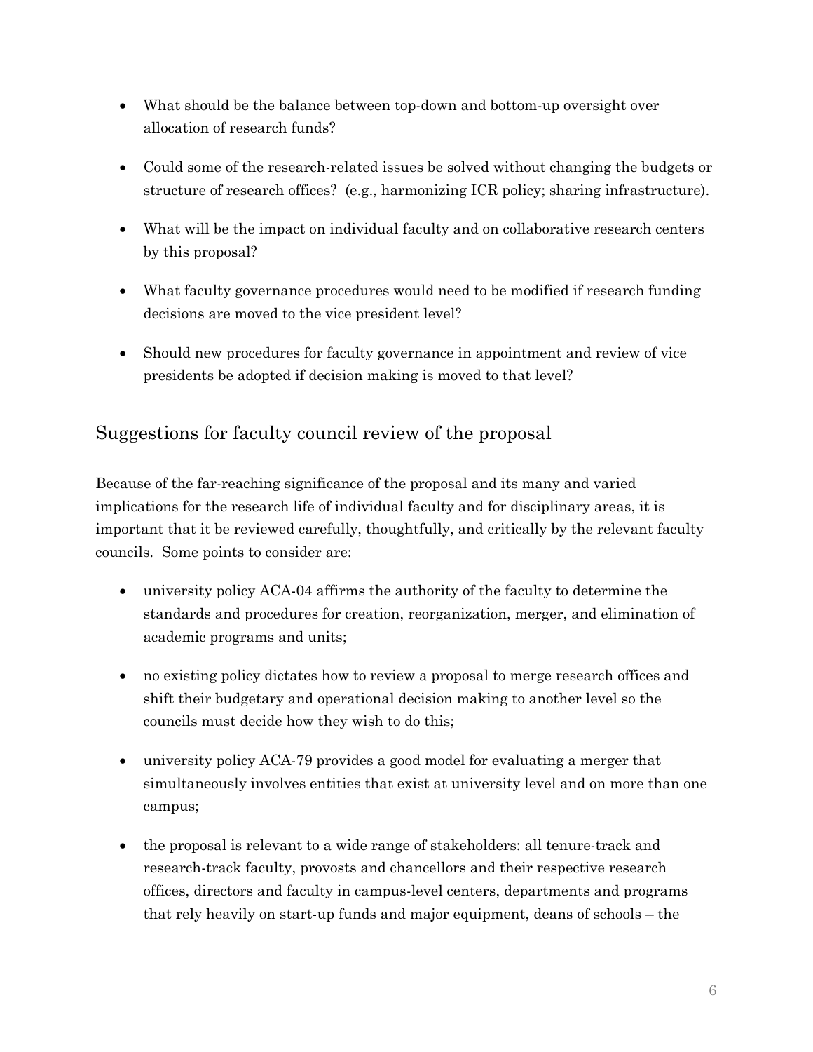- What should be the balance between top-down and bottom-up oversight over allocation of research funds?

- Could some of the research-related issues be solved without changing the budgets or structure of research offices? (e.g., harmonizing ICR policy; sharing infrastructure).

- What will be the impact on individual faculty and on collaborative research centers by this proposal?

- What faculty governance procedures would need to be modified if research funding decisions are moved to the vice president level?

- Should new procedures for faculty governance in appointment and review of vice presidents be adopted if decision making is moved to that level?

## Suggestions for faculty council review of the proposal

Because of the far-reaching significance of the proposal and its many and varied implications for the research life of individual faculty and for disciplinary areas, it is important that it be reviewed carefully, thoughtfully, and critically by the relevant faculty councils. Some points to consider are:

- university policy ACA-04 affirms the authority of the faculty to determine the standards and procedures for creation, reorganization, merger, and elimination of academic programs and units;

- no existing policy dictates how to review a proposal to merge research offices and shift their budgetary and operational decision making to another level so the councils must decide how they wish to do this;

- university policy ACA-79 provides a good model for evaluating a merger that simultaneously involves entities that exist at university level and on more than one campus;

- the proposal is relevant to a wide range of stakeholders: all tenure-track and research-track faculty, provosts and chancellors and their respective research offices, directors and faculty in campus-level centers, departments and programs that rely heavily on start-up funds and major equipment, deans of schools – the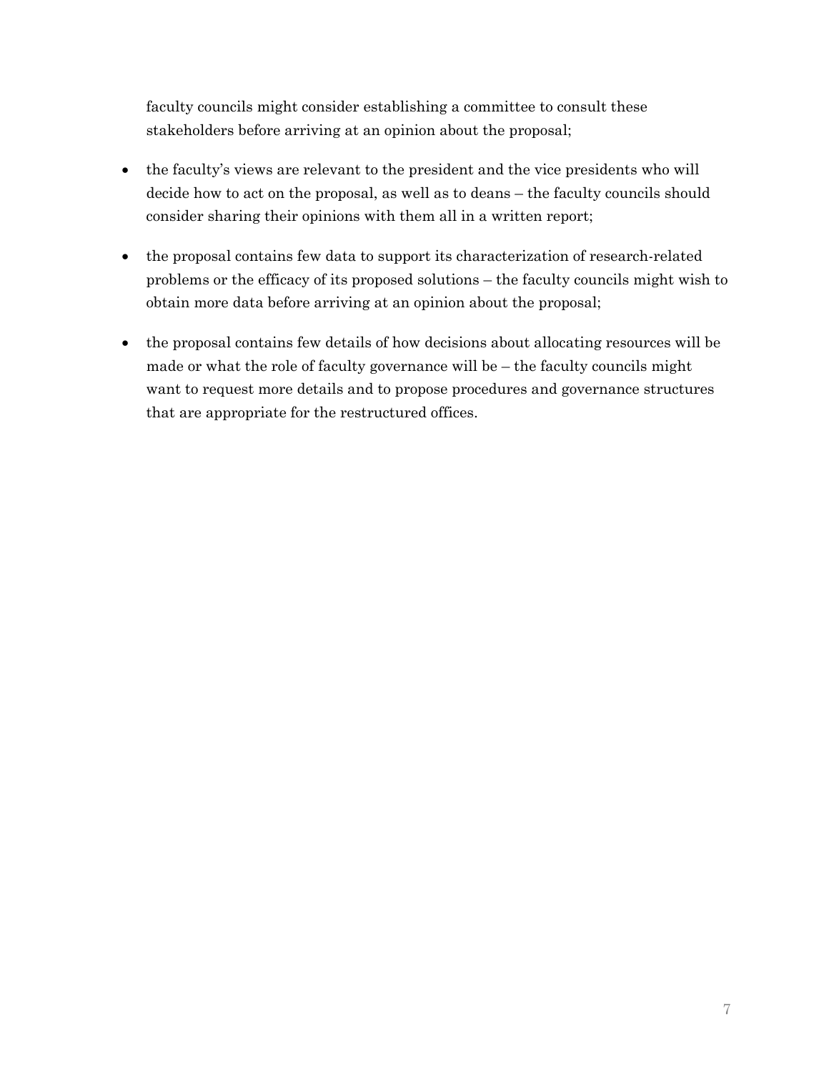faculty councils might consider establishing a committee to consult these stakeholders before arriving at an opinion about the proposal;

- the faculty's views are relevant to the president and the vice presidents who will decide how to act on the proposal, as well as to deans – the faculty councils should consider sharing their opinions with them all in a written report;

- the proposal contains few data to support its characterization of research-related problems or the efficacy of its proposed solutions – the faculty councils might wish to obtain more data before arriving at an opinion about the proposal;

- the proposal contains few details of how decisions about allocating resources will be made or what the role of faculty governance will be – the faculty councils might want to request more details and to propose procedures and governance structures that are appropriate for the restructured offices.